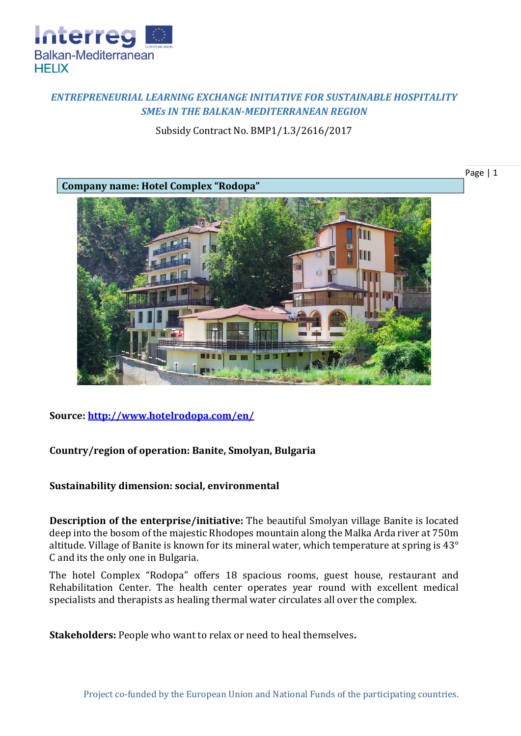*ENTREPRENEURIAL LEARNING EXCHANGE INITIATIVE FOR SUSTAINABLE HOSPITALITY SMEs IN THE BALKAN-MEDITERRANEAN REGION*

Subsidy Contract No. BMP1/1.3/2616/2017

**Company name: Hotel Complex "Rodopa"**

**Source:** [http://www.hotelrodopa.com/en/](http://www.hotelrodopa.com/en/)

**Country/region of operation: Banite, Smolyan, Bulgaria**

**Sustainability dimension: social, environmental**

**Description of the enterprise/initiative:** The beautiful Smolyan village Banite is located deep into the bosom of the majestic Rhodopes mountain along the Malka Arda river at 750m altitude. Village of Banite is known for its mineral water, which temperature at spring is 43° C and its the only one in Bulgaria.

The hotel Complex "Rodopa" offers 18 spacious rooms, guest house, restaurant and Rehabilitation Center. The health center operates year round with excellent medical specialists and therapists as healing thermal water circulates all over the complex.

**Stakeholders:** People who want to relax or need to heal themselves**.**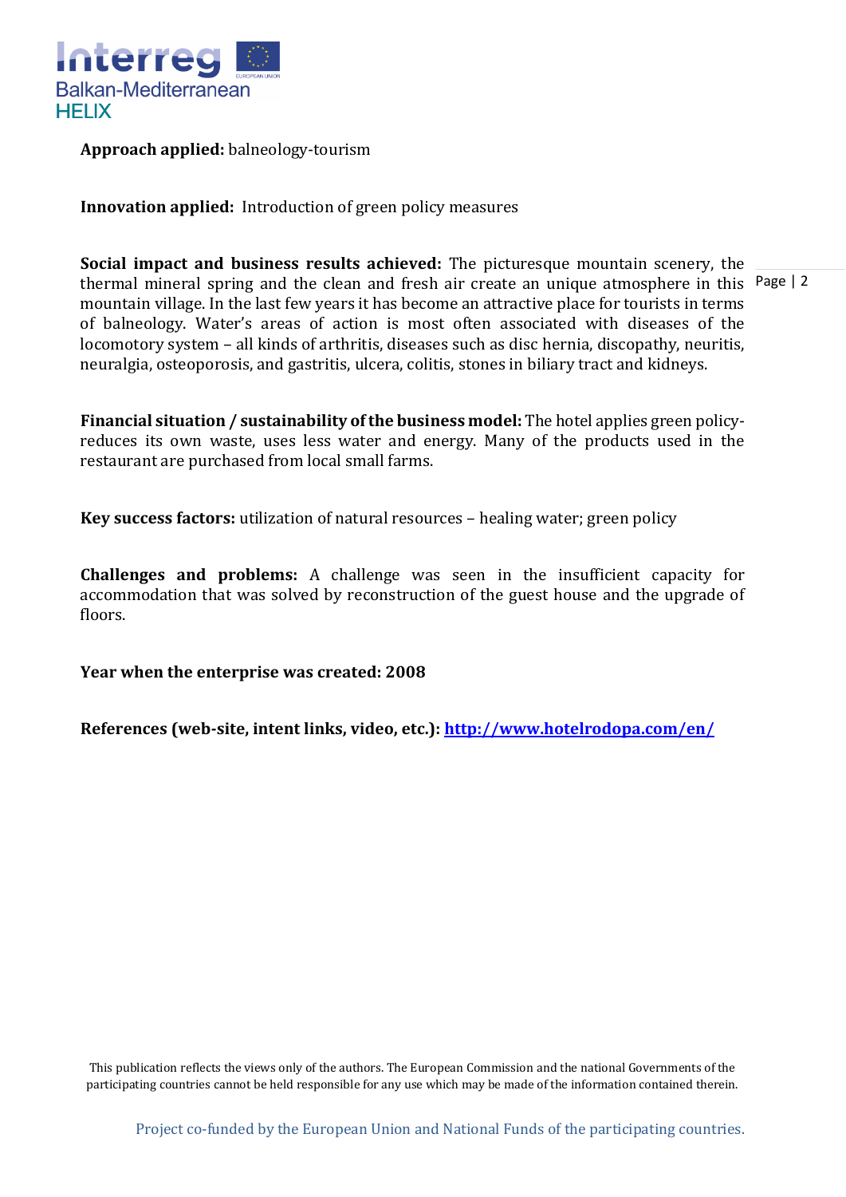**Approach applied:** balneology-tourism

**Innovation applied:** Introduction of green policy measures

**Social impact and business results achieved:** The picturesque mountain scenery, the thermal mineral spring and the clean and fresh air create an unique atmosphere in this mountain village. In the last few years it has become an attractive place for tourists in terms of balneology. Water's areas of action is most often associated with diseases of the locomotory system – all kinds of arthritis, diseases such as disc hernia, discopathy, neuritis, neuralgia, osteoporosis, and gastritis, ulcera, colitis, stones in biliary tract and kidneys.

**Financial situation / sustainability of the business model:** The hotel applies green policy- reduces its own waste, uses less water and energy. Many of the products used in the restaurant are purchased from local small farms.

**Key success factors:** utilization of natural resources – healing water; green policy

**Challenges and problems:** A challenge was seen in the insufficient capacity for accommodation that was solved by reconstruction of the guest house and the upgrade of floors.

**Year when the enterprise was created: 2008**

**References (web-site, intent links, video, etc.):** [http://www.hotelrodopa.com/en/](http://www.hotelrodopa.com/en/)

This publication reflects the views only of the authors. The European Commission and the national Governments of the participating countries cannot be held responsible for any use which may be made of the information contained therein.

Project co-funded by the European Union and National Funds of the participating countries.